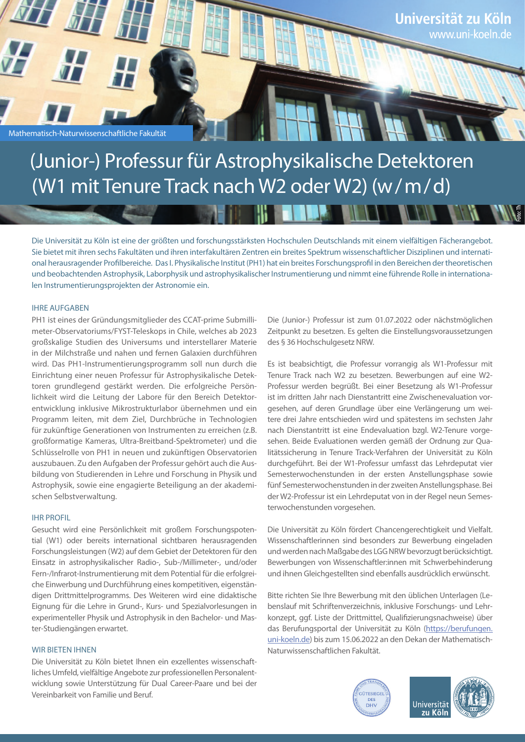Universität zu Köln
www.uni-koeln.de

Mathematisch-Naturwissenschaftliche Fakultät

# (Junior-) Professur für Astrophysikalische Detektoren (W1 mit Tenure Track nach W2 oder W2) (w/m/d)

Die Universität zu Köln ist eine der größten und forschungsstärksten Hochschulen Deutschlands mit einem vielfältigen Fächerangebot. Sie bietet mit ihren sechs Fakultäten und ihren interfakultären Zentren ein breites Spektrum wissenschaftlicher Disziplinen und international herausragender Profilbereiche. Das I. Physikalische Institut (PH1) hat ein breites Forschungsprofil in den Bereichen der theoretischen und beobachtenden Astrophysik, Laborphysik und astrophysikalischer Instrumentierung und nimmt eine führende Rolle in internationalen Instrumentierungsprojekten der Astronomie ein.

## IHRE AUFGABEN

PH1 ist eines der Gründungsmitglieder des CCAT-prime Submillimeter-Observatoriums/FYST-Teleskops in Chile, welches ab 2023 großskalige Studien des Universums und interstellarer Materie in der Milchstraße und nahen und fernen Galaxien durchführen wird. Das PH1-Instrumentierungsprogramm soll nun durch die Einrichtung einer neuen Professur für Astrophysikalische Detektoren grundlegend gestärkt werden. Die erfolgreiche Persönlichkeit wird die Leitung der Labore für den Bereich Detektorentwicklung inklusive Mikrostrukturlabor übernehmen und ein Programm leiten, mit dem Ziel, Durchbrüche in Technologien für zukünftige Generationen von Instrumenten zu erreichen (z.B. großformatige Kameras, Ultra-Breitband-Spektrometer) und die Schlüsselrolle von PH1 in neuen und zukünftigen Observatorien auszubauen. Zu den Aufgaben der Professur gehört auch die Ausbildung von Studierenden in Lehre und Forschung in Physik und Astrophysik, sowie eine engagierte Beteiligung an der akademischen Selbstverwaltung.

## IHR PROFIL

Gesucht wird eine Persönlichkeit mit großem Forschungspotential (W1) oder bereits international sichtbaren herausragenden Forschungsleistungen (W2) auf dem Gebiet der Detektoren für den Einsatz in astrophysikalischer Radio-, Sub-/Millimeter-, und/oder Fern-/Infrarot-Instrumentierung mit dem Potential für die erfolgreiche Einwerbung und Durchführung eines kompetitiven, eigenständigen Drittmittelprogramms. Des Weiteren wird eine didaktische Eignung für die Lehre in Grund-, Kurs- und Spezialvorlesungen in experimenteller Physik und Astrophysik in den Bachelor- und Master-Studiengängen erwartet.

## WIR BIETEN IHNEN

Die Universität zu Köln bietet Ihnen ein exzellentes wissenschaftliches Umfeld, vielfältige Angebote zur professionellen Personalentwicklung sowie Unterstützung für Dual Career-Paare und bei der Vereinbarkeit von Familie und Beruf.

Die (Junior-) Professur ist zum 01.07.2022 oder nächstmöglichen Zeitpunkt zu besetzen. Es gelten die Einstellungsvoraussetzungen des § 36 Hochschulgesetz NRW.

Es ist beabsichtigt, die Professur vorrangig als W1-Professur mit Tenure Track nach W2 zu besetzen. Bewerbungen auf eine W2-Professur werden begrüßt. Bei einer Besetzung als W1-Professur ist im dritten Jahr nach Dienstantritt eine Zwischenevaluation vorgesehen, auf deren Grundlage über eine Verlängerung um weitere drei Jahre entschieden wird und spätestens im sechsten Jahr nach Dienstantritt ist eine Endevaluation bzgl. W2-Tenure vorgesehen. Beide Evaluationen werden gemäß der Ordnung zur Qualitätssicherung in Tenure Track-Verfahren der Universität zu Köln durchgeführt. Bei der W1-Professur umfasst das Lehrdeputat vier Semesterwochenstunden in der ersten Anstellungsphase sowie fünf Semesterwochenstunden in der zweiten Anstellungsphase. Bei der W2-Professur ist ein Lehrdeputat von in der Regel neun Semesterwochenstunden vorgesehen.

Die Universität zu Köln fördert Chancengerechtigkeit und Vielfalt. Wissenschaftlerinnen sind besonders zur Bewerbung eingeladen und werden nach Maßgabe des LGG NRW bevorzugt berücksichtigt. Bewerbungen von Wissenschaftler:innen mit Schwerbehinderung und ihnen Gleichgestellten sind ebenfalls ausdrücklich erwünscht.

Bitte richten Sie Ihre Bewerbung mit den üblichen Unterlagen (Lebenslauf mit Schriftenverzeichnis, inklusive Forschungs- und Lehrkonzept, ggf. Liste der Drittmittel, Qualifizierungsnachweise) über das Berufungsportal der Universität zu Köln (https://berufungen.uni-koeln.de) bis zum 15.06.2022 an den Dekan der Mathematisch-Naturwissenschaftlichen Fakultät.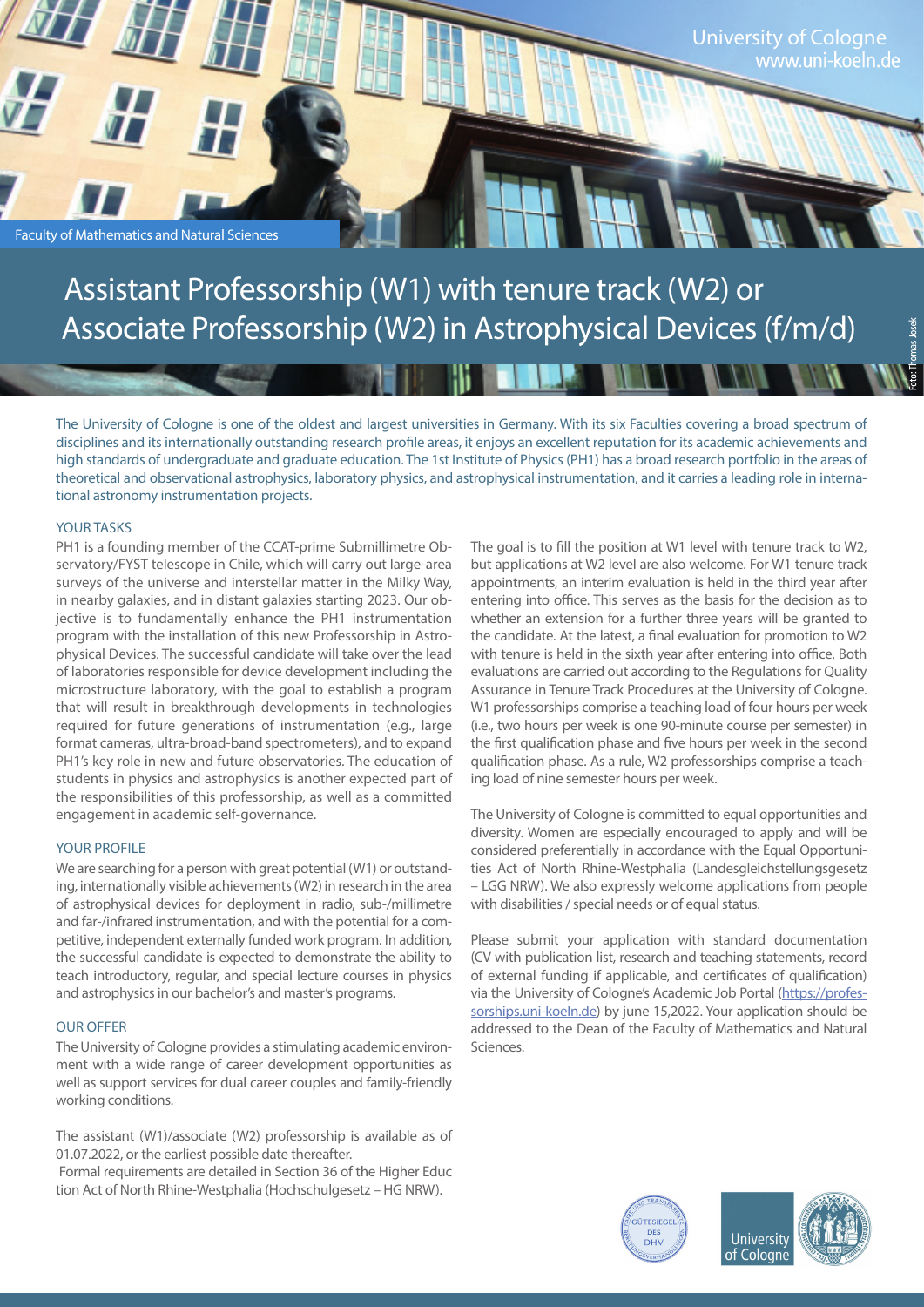University of Cologne
www.uni-koeln.de

Faculty of Mathematics and Natural Sciences

# Assistant Professorship (W1) with tenure track (W2) or Associate Professorship (W2) in Astrophysical Devices (f/m/d)

Foto: Thomas Josek

The University of Cologne is one of the oldest and largest universities in Germany. With its six Faculties covering a broad spectrum of disciplines and its internationally outstanding research profile areas, it enjoys an excellent reputation for its academic achievements and high standards of undergraduate and graduate education. The 1st Institute of Physics (PH1) has a broad research portfolio in the areas of theoretical and observational astrophysics, laboratory physics, and astrophysical instrumentation, and it carries a leading role in international astronomy instrumentation projects.

## YOUR TASKS

PH1 is a founding member of the CCAT-prime Submillimetre Observatory/FYST telescope in Chile, which will carry out large-area surveys of the universe and interstellar matter in the Milky Way, in nearby galaxies, and in distant galaxies starting 2023. Our objective is to fundamentally enhance the PH1 instrumentation program with the installation of this new Professorship in Astrophysical Devices. The successful candidate will take over the lead of laboratories responsible for device development including the microstructure laboratory, with the goal to establish a program that will result in breakthrough developments in technologies required for future generations of instrumentation (e.g., large format cameras, ultra-broad-band spectrometers), and to expand PH1's key role in new and future observatories. The education of students in physics and astrophysics is another expected part of the responsibilities of this professorship, as well as a committed engagement in academic self-governance.

## YOUR PROFILE

We are searching for a person with great potential (W1) or outstanding, internationally visible achievements (W2) in research in the area of astrophysical devices for deployment in radio, sub-/millimetre and far-/infrared instrumentation, and with the potential for a competitive, independent externally funded work program. In addition, the successful candidate is expected to demonstrate the ability to teach introductory, regular, and special lecture courses in physics and astrophysics in our bachelor's and master's programs.

## OUR OFFER

The University of Cologne provides a stimulating academic environment with a wide range of career development opportunities as well as support services for dual career couples and family-friendly working conditions.

The assistant (W1)/associate (W2) professorship is available as of 01.07.2022, or the earliest possible date thereafter.
Formal requirements are detailed in Section 36 of the Higher Educ tion Act of North Rhine-Westphalia (Hochschulgesetz – HG NRW).

The goal is to fill the position at W1 level with tenure track to W2, but applications at W2 level are also welcome. For W1 tenure track appointments, an interim evaluation is held in the third year after entering into office. This serves as the basis for the decision as to whether an extension for a further three years will be granted to the candidate. At the latest, a final evaluation for promotion to W2 with tenure is held in the sixth year after entering into office. Both evaluations are carried out according to the Regulations for Quality Assurance in Tenure Track Procedures at the University of Cologne. W1 professorships comprise a teaching load of four hours per week (i.e., two hours per week is one 90-minute course per semester) in the first qualification phase and five hours per week in the second qualification phase. As a rule, W2 professorships comprise a teaching load of nine semester hours per week.

The University of Cologne is committed to equal opportunities and diversity. Women are especially encouraged to apply and will be considered preferentially in accordance with the Equal Opportunities Act of North Rhine-Westphalia (Landesgleichstellungsgesetz – LGG NRW). We also expressly welcome applications from people with disabilities / special needs or of equal status.

Please submit your application with standard documentation (CV with publication list, research and teaching statements, record of external funding if applicable, and certificates of qualification) via the University of Cologne's Academic Job Portal (https://professorships.uni-koeln.de) by june 15,2022. Your application should be addressed to the Dean of the Faculty of Mathematics and Natural Sciences.

GÜTESIEGEL DES DHV

University of Cologne